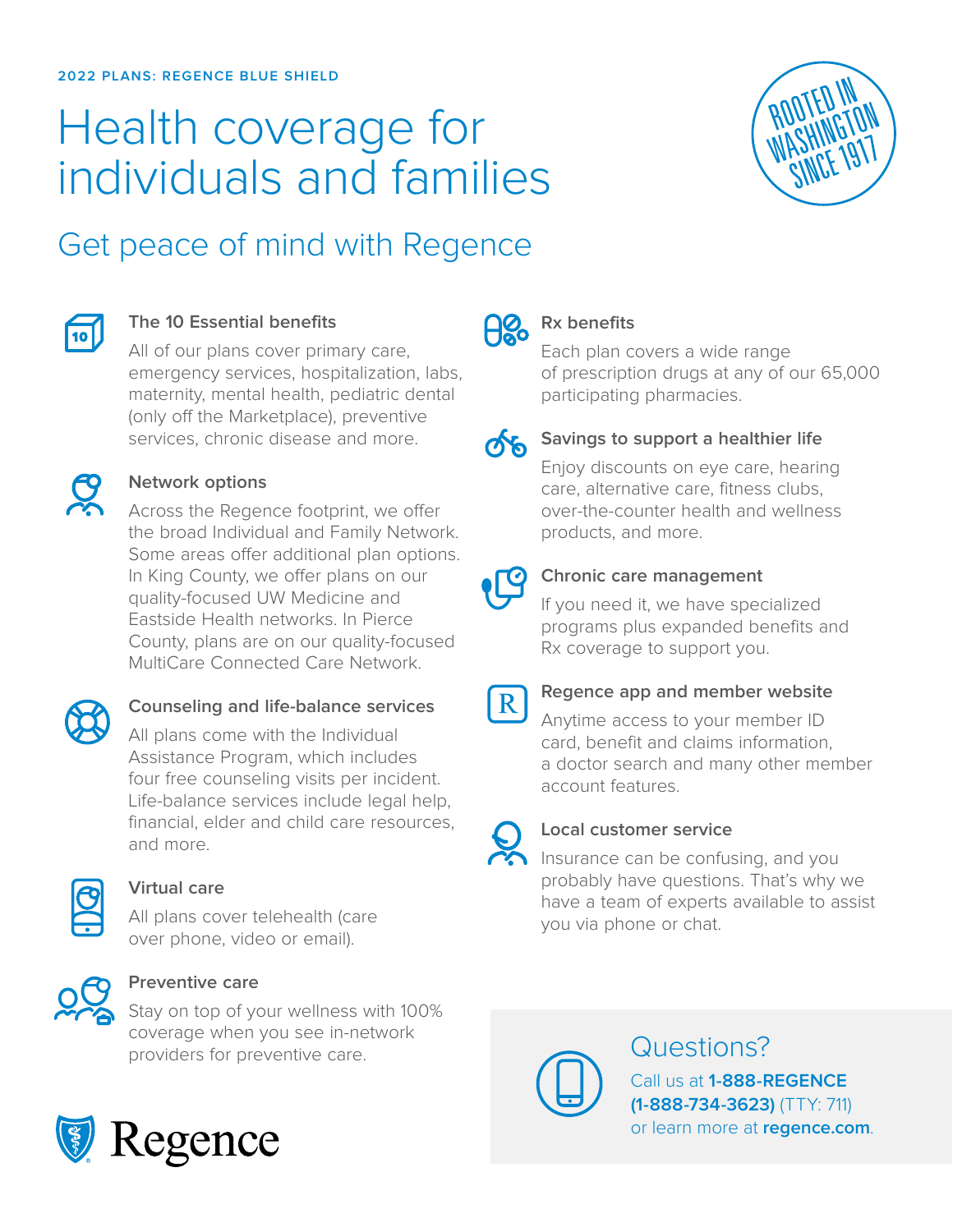2022 PLANS: REGENCE BLUE SHIELD

# Health coverage for individuals and families

ROOTED IN WASHINGTON SINCE 1917

## Get peace of mind with Regence

### The 10 Essential benefits

All of our plans cover primary care, emergency services, hospitalization, labs, maternity, mental health, pediatric dental (only off the Marketplace), preventive services, chronic disease and more.

### Network options

Across the Regence footprint, we offer the broad Individual and Family Network. Some areas offer additional plan options. In King County, we offer plans on our quality-focused UW Medicine and Eastside Health networks. In Pierce County, plans are on our quality-focused MultiCare Connected Care Network.

### Counseling and life-balance services

All plans come with the Individual Assistance Program, which includes four free counseling visits per incident. Life-balance services include legal help, financial, elder and child care resources, and more.

### Virtual care

All plans cover telehealth (care over phone, video or email).

### Preventive care

Stay on top of your wellness with 100% coverage when you see in-network providers for preventive care.

### Rx benefits

Each plan covers a wide range of prescription drugs at any of our 65,000 participating pharmacies.

### Savings to support a healthier life

Enjoy discounts on eye care, hearing care, alternative care, fitness clubs, over-the-counter health and wellness products, and more.

### Chronic care management

If you need it, we have specialized programs plus expanded benefits and Rx coverage to support you.

### Regence app and member website

Anytime access to your member ID card, benefit and claims information, a doctor search and many other member account features.

### Local customer service

Insurance can be confusing, and you probably have questions. That's why we have a team of experts available to assist you via phone or chat.

## Questions?

Call us at **1-888-REGENCE (1-888-734-3623)** (TTY: 711) or learn more at **regence.com**.

Regence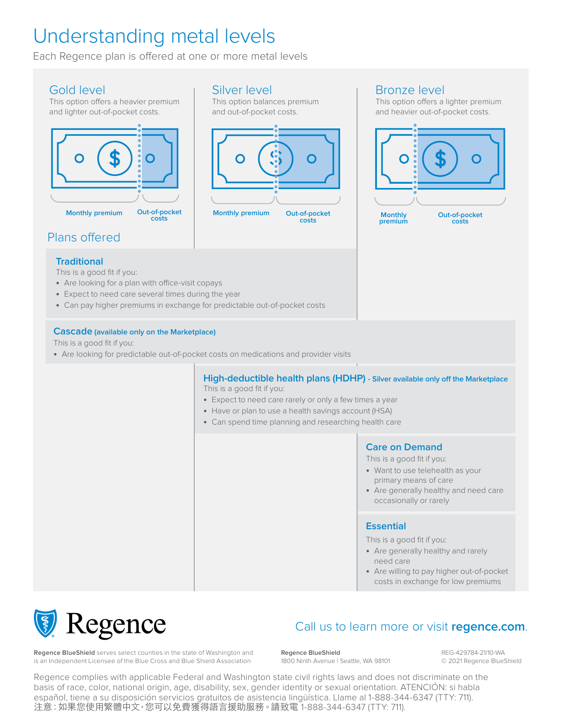# Understanding metal levels

Each Regence plan is offered at one or more metal levels

## Gold level

This option offers a heavier premium and lighter out-of-pocket costs.

Monthly premium | Out-of-pocket costs

## Silver level

This option balances premium and out-of-pocket costs.

Monthly premium | Out-of-pocket costs

## Bronze level

This option offers a lighter premium and heavier out-of-pocket costs.

Monthly premium | Out-of-pocket costs

## Plans offered

### Traditional

This is a good fit if you:

- Are looking for a plan with office-visit copays
- Expect to need care several times during the year
- Can pay higher premiums in exchange for predictable out-of-pocket costs

### Cascade (available only on the Marketplace)

This is a good fit if you:

- Are looking for predictable out-of-pocket costs on medications and provider visits

### High-deductible health plans (HDHP) - Silver available only off the Marketplace

This is a good fit if you:

- Expect to need care rarely or only a few times a year
- Have or plan to use a health savings account (HSA)
- Can spend time planning and researching health care

### Care on Demand

This is a good fit if you:

- Want to use telehealth as your primary means of care
- Are generally healthy and need care occasionally or rarely

### Essential

This is a good fit if you:

- Are generally healthy and rarely need care
- Are willing to pay higher out-of-pocket costs in exchange for low premiums

Regence

Call us to learn more or visit **regence.com**.

**Regence BlueShield** serves select counties in the state of Washington and is an Independent Licensee of the Blue Cross and Blue Shield Association

**Regence BlueShield**
1800 Ninth Avenue | Seattle, WA 98101

REG-429784-21/10-WA
© 2021 Regence BlueShield

Regence complies with applicable Federal and Washington state civil rights laws and does not discriminate on the basis of race, color, national origin, age, disability, sex, gender identity or sexual orientation. ATENCIÓN: si habla español, tiene a su disposición servicios gratuitos de asistencia lingüística. Llame al 1-888-344-6347 (TTY: 711).
注意：如果您使用繁體中文，您可以免費獲得語言援助服務。請致電 1-888-344-6347 (TTY: 711).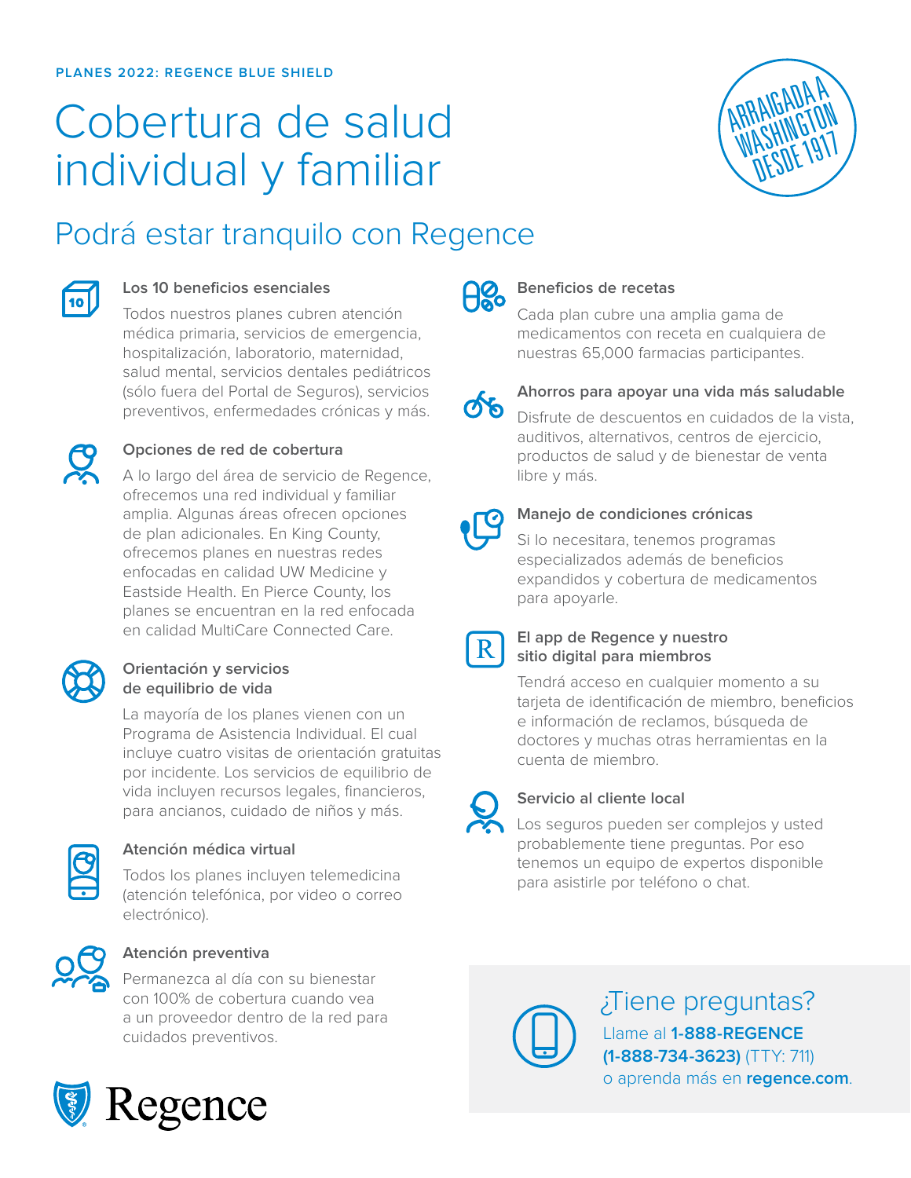PLANES 2022: REGENCE BLUE SHIELD

# Cobertura de salud individual y familiar

ARRAIGADA A WASHINGTON DESDE 1917

## Podrá estar tranquilo con Regence

### Los 10 beneficios esenciales

Todos nuestros planes cubren atención médica primaria, servicios de emergencia, hospitalización, laboratorio, maternidad, salud mental, servicios dentales pediátricos (sólo fuera del Portal de Seguros), servicios preventivos, enfermedades crónicas y más.

### Opciones de red de cobertura

A lo largo del área de servicio de Regence, ofrecemos una red individual y familiar amplia. Algunas áreas ofrecen opciones de plan adicionales. En King County, ofrecemos planes en nuestras redes enfocadas en calidad UW Medicine y Eastside Health. En Pierce County, los planes se encuentran en la red enfocada en calidad MultiCare Connected Care.

### Orientación y servicios de equilibrio de vida

La mayoría de los planes vienen con un Programa de Asistencia Individual. El cual incluye cuatro visitas de orientación gratuitas por incidente. Los servicios de equilibrio de vida incluyen recursos legales, financieros, para ancianos, cuidado de niños y más.

### Atención médica virtual

Todos los planes incluyen telemedicina (atención telefónica, por video o correo electrónico).

### Atención preventiva

Permanezca al día con su bienestar con 100% de cobertura cuando vea a un proveedor dentro de la red para cuidados preventivos.

### Beneficios de recetas

Cada plan cubre una amplia gama de medicamentos con receta en cualquiera de nuestras 65,000 farmacias participantes.

### Ahorros para apoyar una vida más saludable

Disfrute de descuentos en cuidados de la vista, auditivos, alternativos, centros de ejercicio, productos de salud y de bienestar de venta libre y más.

### Manejo de condiciones crónicas

Si lo necesitara, tenemos programas especializados además de beneficios expandidos y cobertura de medicamentos para apoyarle.

### El app de Regence y nuestro sitio digital para miembros

Tendrá acceso en cualquier momento a su tarjeta de identificación de miembro, beneficios e información de reclamos, búsqueda de doctores y muchas otras herramientas en la cuenta de miembro.

### Servicio al cliente local

Los seguros pueden ser complejos y usted probablemente tiene preguntas. Por eso tenemos un equipo de expertos disponible para asistirle por teléfono o chat.

## ¿Tiene preguntas?

Llame al **1-888-REGENCE (1-888-734-3623)** (TTY: 711) o aprenda más en **regence.com**.

Regence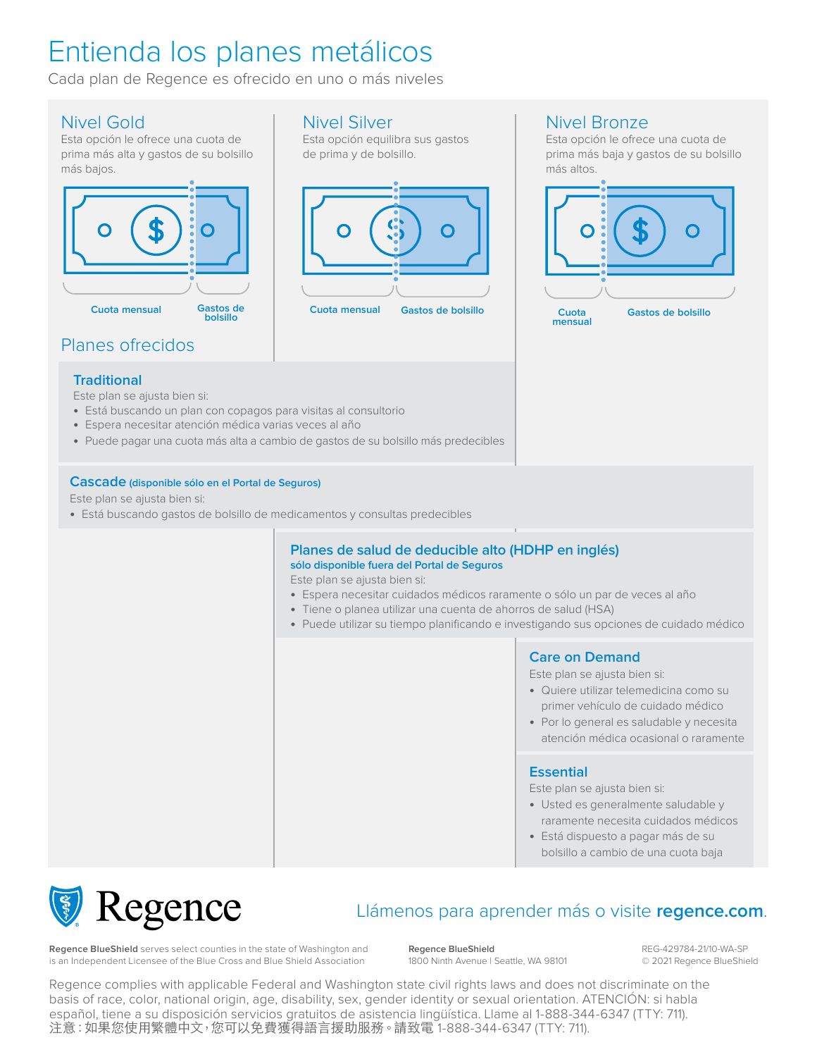# Entienda los planes metálicos

Cada plan de Regence es ofrecido en uno o más niveles

## Nivel Gold

Esta opción le ofrece una cuota de prima más alta y gastos de su bolsillo más bajos.

Cuota mensual

Gastos de bolsillo

## Nivel Silver

Esta opción equilibra sus gastos de prima y de bolsillo.

Cuota mensual

Gastos de bolsillo

## Nivel Bronze

Esta opción le ofrece una cuota de prima más baja y gastos de su bolsillo más altos.

Cuota mensual

Gastos de bolsillo

## Planes ofrecidos

### Traditional

Este plan se ajusta bien si:

- Está buscando un plan con copagos para visitas al consultorio
- Espera necesitar atención médica varias veces al año
- Puede pagar una cuota más alta a cambio de gastos de su bolsillo más predecibles

### Cascade (disponible sólo en el Portal de Seguros)

Este plan se ajusta bien si:

- Está buscando gastos de bolsillo de medicamentos y consultas predecibles

### Planes de salud de deducible alto (HDHP en inglés)

**sólo disponible fuera del Portal de Seguros**

Este plan se ajusta bien si:

- Espera necesitar cuidados médicos raramente o sólo un par de veces al año
- Tiene o planea utilizar una cuenta de ahorros de salud (HSA)
- Puede utilizar su tiempo planificando e investigando sus opciones de cuidado médico

### Care on Demand

Este plan se ajusta bien si:

- Quiere utilizar telemedicina como su primer vehículo de cuidado médico
- Por lo general es saludable y necesita atención médica ocasional o raramente

### Essential

Este plan se ajusta bien si:

- Usted es generalmente saludable y raramente necesita cuidados médicos
- Está dispuesto a pagar más de su bolsillo a cambio de una cuota baja

Regence

Llámenos para aprender más o visite **regence.com**.

**Regence BlueShield** serves select counties in the state of Washington and is an Independent Licensee of the Blue Cross and Blue Shield Association

**Regence BlueShield**
1800 Ninth Avenue | Seattle, WA 98101

REG-429784-21/10-WA-SP
© 2021 Regence BlueShield

Regence complies with applicable Federal and Washington state civil rights laws and does not discriminate on the basis of race, color, national origin, age, disability, sex, gender identity or sexual orientation. ATENCIÓN: si habla español, tiene a su disposición servicios gratuitos de asistencia lingüística. Llame al 1-888-344-6347 (TTY: 711).
注意：如果您使用繁體中文，您可以免費獲得語言援助服務。請致電 1-888-344-6347 (TTY: 711).